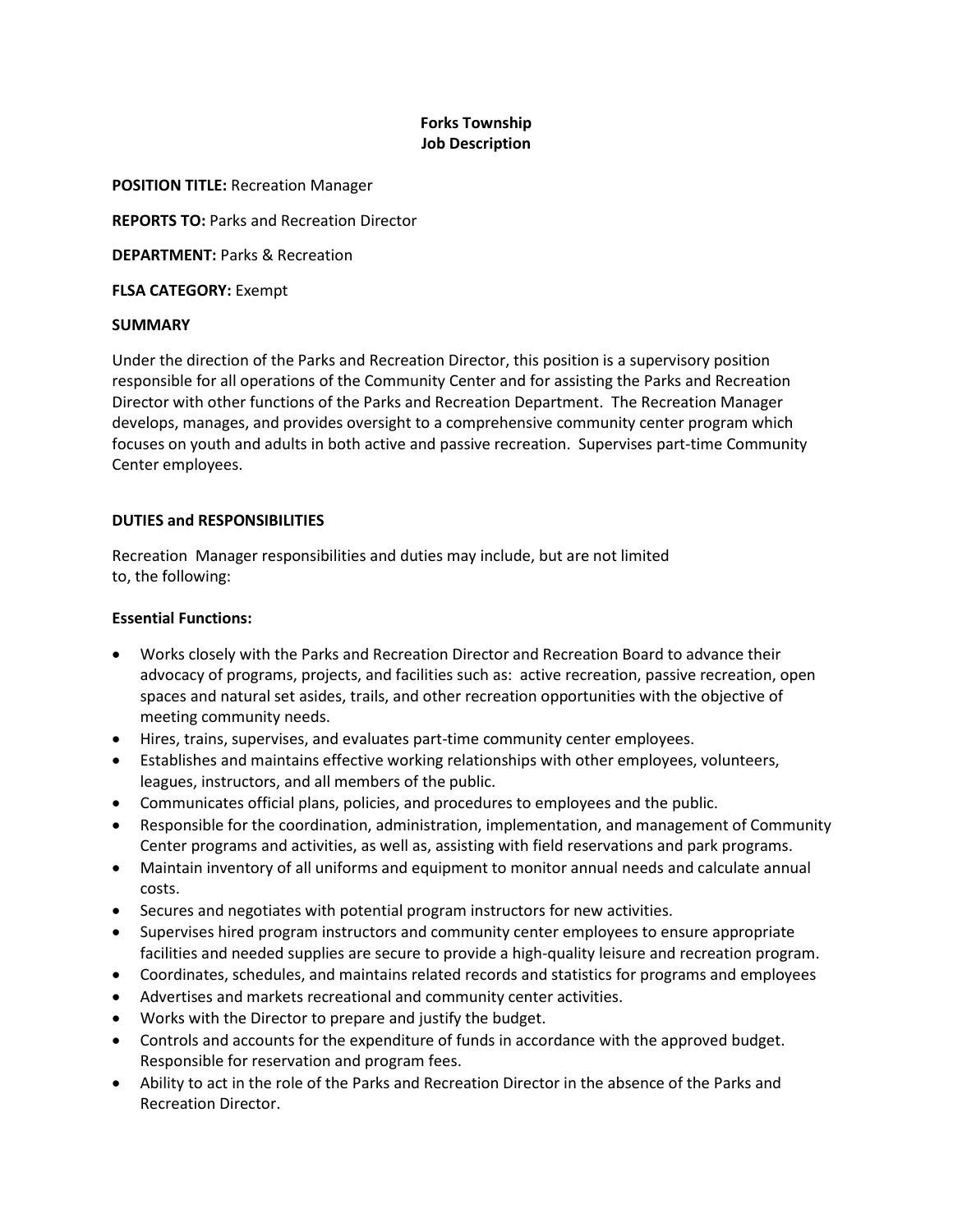**Forks Township**
**Job Description**

**POSITION TITLE:** Recreation Manager

**REPORTS TO:** Parks and Recreation Director

**DEPARTMENT:** Parks & Recreation

**FLSA CATEGORY:** Exempt

**SUMMARY**

Under the direction of the Parks and Recreation Director, this position is a supervisory position responsible for all operations of the Community Center and for assisting the Parks and Recreation Director with other functions of the Parks and Recreation Department. The Recreation Manager develops, manages, and provides oversight to a comprehensive community center program which focuses on youth and adults in both active and passive recreation. Supervises part-time Community Center employees.

**DUTIES and RESPONSIBILITIES**

Recreation Manager responsibilities and duties may include, but are not limited to, the following:

**Essential Functions:**

- Works closely with the Parks and Recreation Director and Recreation Board to advance their advocacy of programs, projects, and facilities such as: active recreation, passive recreation, open spaces and natural set asides, trails, and other recreation opportunities with the objective of meeting community needs.
- Hires, trains, supervises, and evaluates part-time community center employees.
- Establishes and maintains effective working relationships with other employees, volunteers, leagues, instructors, and all members of the public.
- Communicates official plans, policies, and procedures to employees and the public.
- Responsible for the coordination, administration, implementation, and management of Community Center programs and activities, as well as, assisting with field reservations and park programs.
- Maintain inventory of all uniforms and equipment to monitor annual needs and calculate annual costs.
- Secures and negotiates with potential program instructors for new activities.
- Supervises hired program instructors and community center employees to ensure appropriate facilities and needed supplies are secure to provide a high-quality leisure and recreation program.
- Coordinates, schedules, and maintains related records and statistics for programs and employees
- Advertises and markets recreational and community center activities.
- Works with the Director to prepare and justify the budget.
- Controls and accounts for the expenditure of funds in accordance with the approved budget. Responsible for reservation and program fees.
- Ability to act in the role of the Parks and Recreation Director in the absence of the Parks and Recreation Director.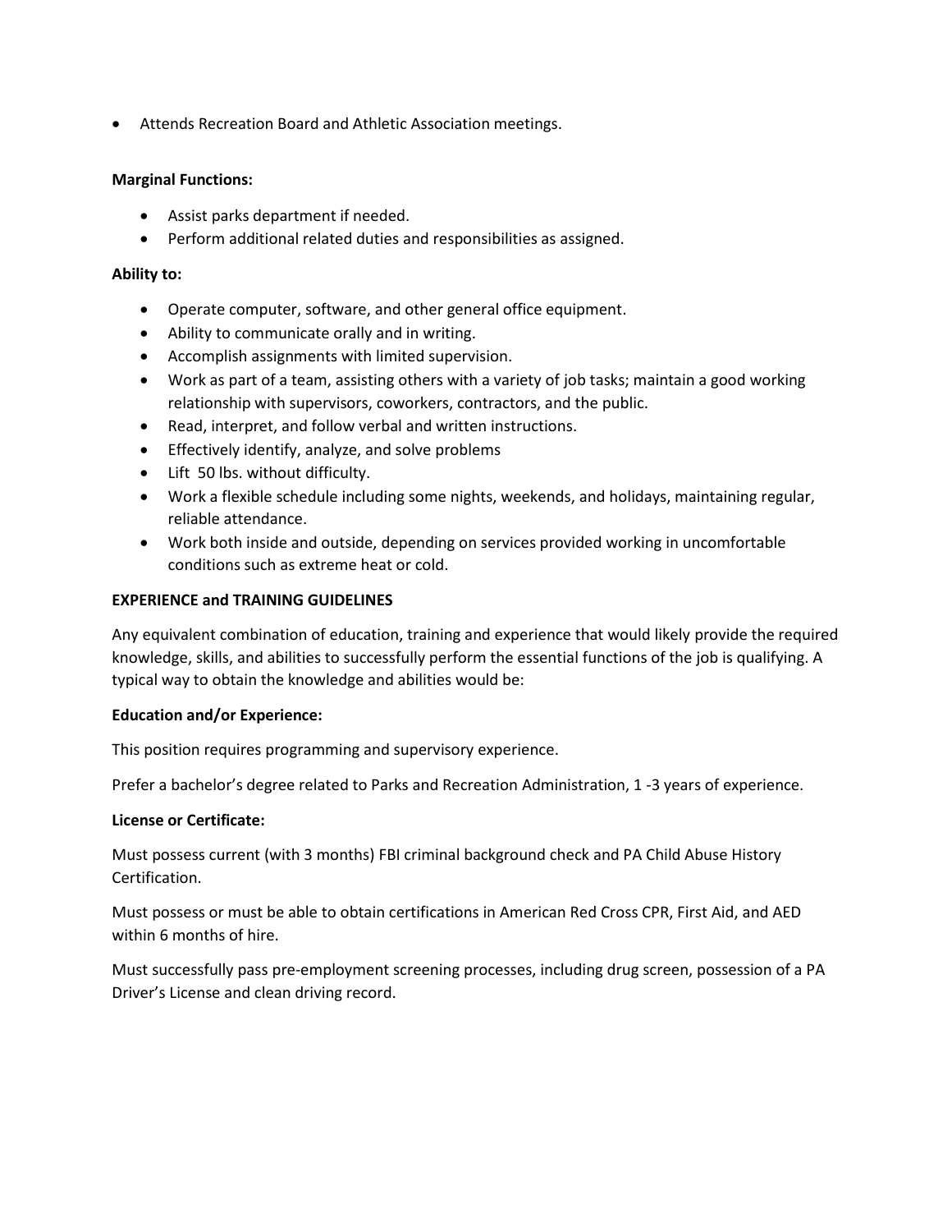- Attends Recreation Board and Athletic Association meetings.

**Marginal Functions:**

- Assist parks department if needed.
- Perform additional related duties and responsibilities as assigned.

**Ability to:**

- Operate computer, software, and other general office equipment.
- Ability to communicate orally and in writing.
- Accomplish assignments with limited supervision.
- Work as part of a team, assisting others with a variety of job tasks; maintain a good working relationship with supervisors, coworkers, contractors, and the public.
- Read, interpret, and follow verbal and written instructions.
- Effectively identify, analyze, and solve problems
- Lift 50 lbs. without difficulty.
- Work a flexible schedule including some nights, weekends, and holidays, maintaining regular, reliable attendance.
- Work both inside and outside, depending on services provided working in uncomfortable conditions such as extreme heat or cold.

**EXPERIENCE and TRAINING GUIDELINES**

Any equivalent combination of education, training and experience that would likely provide the required knowledge, skills, and abilities to successfully perform the essential functions of the job is qualifying. A typical way to obtain the knowledge and abilities would be:

**Education and/or Experience:**

This position requires programming and supervisory experience.

Prefer a bachelor's degree related to Parks and Recreation Administration, 1 -3 years of experience.

**License or Certificate:**

Must possess current (with 3 months) FBI criminal background check and PA Child Abuse History Certification.

Must possess or must be able to obtain certifications in American Red Cross CPR, First Aid, and AED within 6 months of hire.

Must successfully pass pre-employment screening processes, including drug screen, possession of a PA Driver's License and clean driving record.